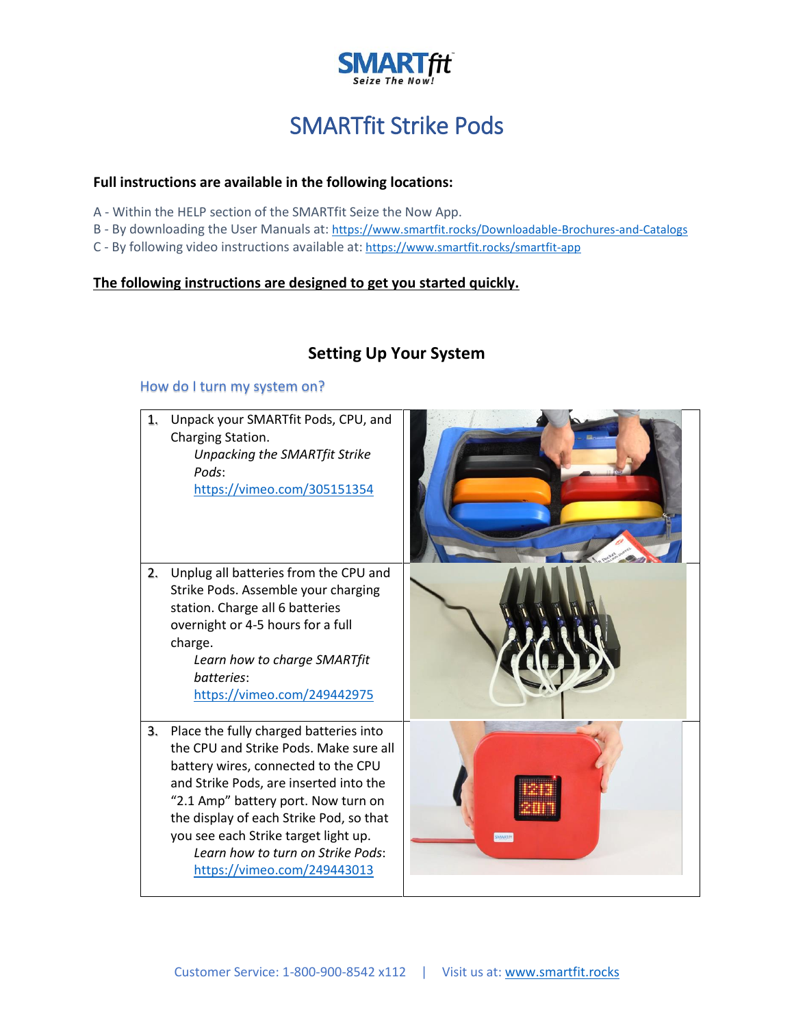# SMARTfit Strike Pods

**Full instructions are available in the following locations:**

A - Within the HELP section of the SMARTfit Seize the Now App.
B - By downloading the User Manuals at: https://www.smartfit.rocks/Downloadable-Brochures-and-Catalogs
C - By following video instructions available at: https://www.smartfit.rocks/smartfit-app

**The following instructions are designed to get you started quickly.**

## Setting Up Your System

### How do I turn my system on?

1. Unpack your SMARTfit Pods, CPU, and Charging Station.
   *Unpacking the SMARTfit Strike Pods*:
   https://vimeo.com/305151354
2. Unplug all batteries from the CPU and Strike Pods. Assemble your charging station. Charge all 6 batteries overnight or 4-5 hours for a full charge.
   *Learn how to charge SMARTfit batteries*:
   https://vimeo.com/249442975
3. Place the fully charged batteries into the CPU and Strike Pods. Make sure all battery wires, connected to the CPU and Strike Pods, are inserted into the "2.1 Amp" battery port. Now turn on the display of each Strike Pod, so that you see each Strike target light up.
   *Learn how to turn on Strike Pods*:
   https://vimeo.com/249443013

Customer Service: 1-800-900-8542 x112 | Visit us at: www.smartfit.rocks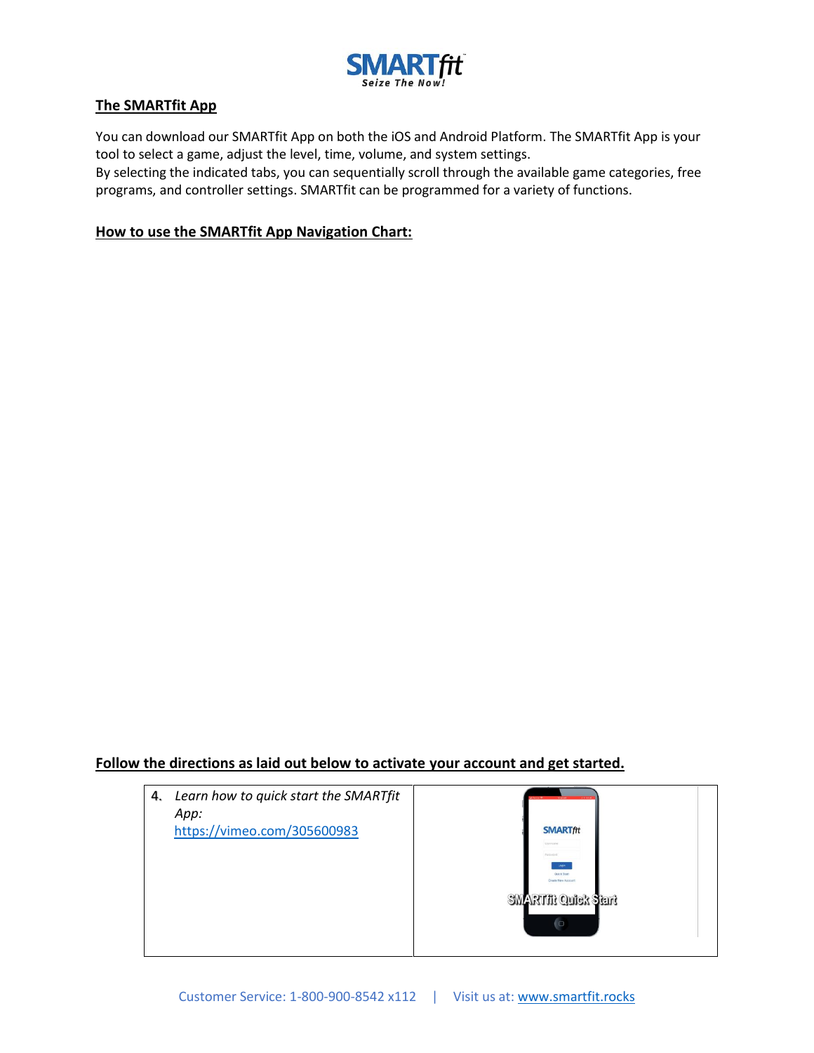## The SMARTfit App

You can download our SMARTfit App on both the iOS and Android Platform. The SMARTfit App is your tool to select a game, adjust the level, time, volume, and system settings.
By selecting the indicated tabs, you can sequentially scroll through the available game categories, free programs, and controller settings. SMARTfit can be programmed for a variety of functions.

**How to use the SMARTfit App Navigation Chart:**

**Follow the directions as laid out below to activate your account and get started.**

| | |
|---|---|
| 4. *Learn how to quick start the SMARTfit App:* https://vimeo.com/305600983 | SMARTfit Quick Start |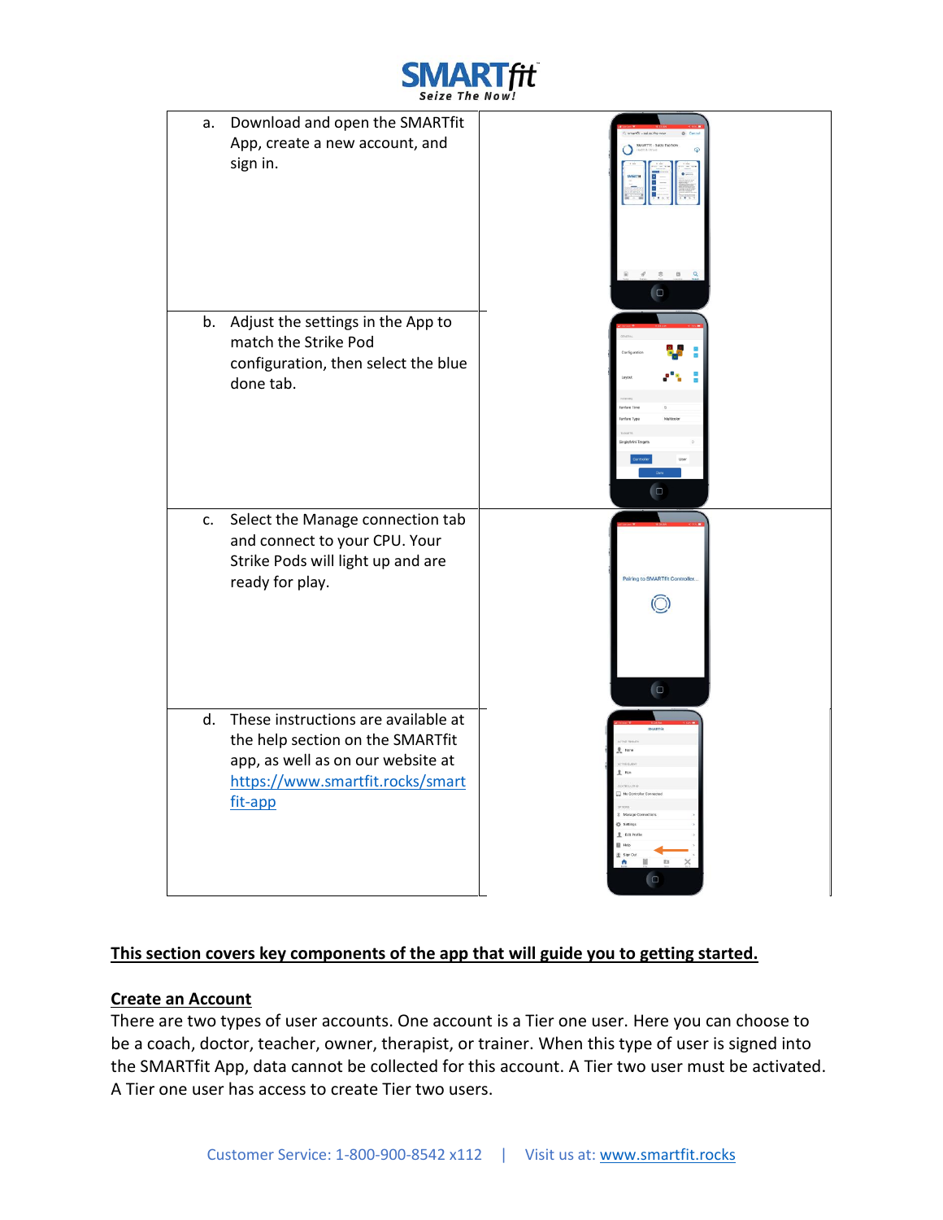| | |
|---|---|
| a. Download and open the SMARTfit App, create a new account, and sign in. | |
| b. Adjust the settings in the App to match the Strike Pod configuration, then select the blue done tab. | |
| c. Select the Manage connection tab and connect to your CPU. Your Strike Pods will light up and are ready for play. | |
| d. These instructions are available at the help section on the SMARTfit app, as well as on our website at [https://www.smartfit.rocks/smartfit-app](https://www.smartfit.rocks/smartfit-app) | |

**<u>This section covers key components of the app that will guide you to getting started.</u>**

**<u>Create an Account</u>**

There are two types of user accounts. One account is a Tier one user. Here you can choose to be a coach, doctor, teacher, owner, therapist, or trainer. When this type of user is signed into the SMARTfit App, data cannot be collected for this account. A Tier two user must be activated. A Tier one user has access to create Tier two users.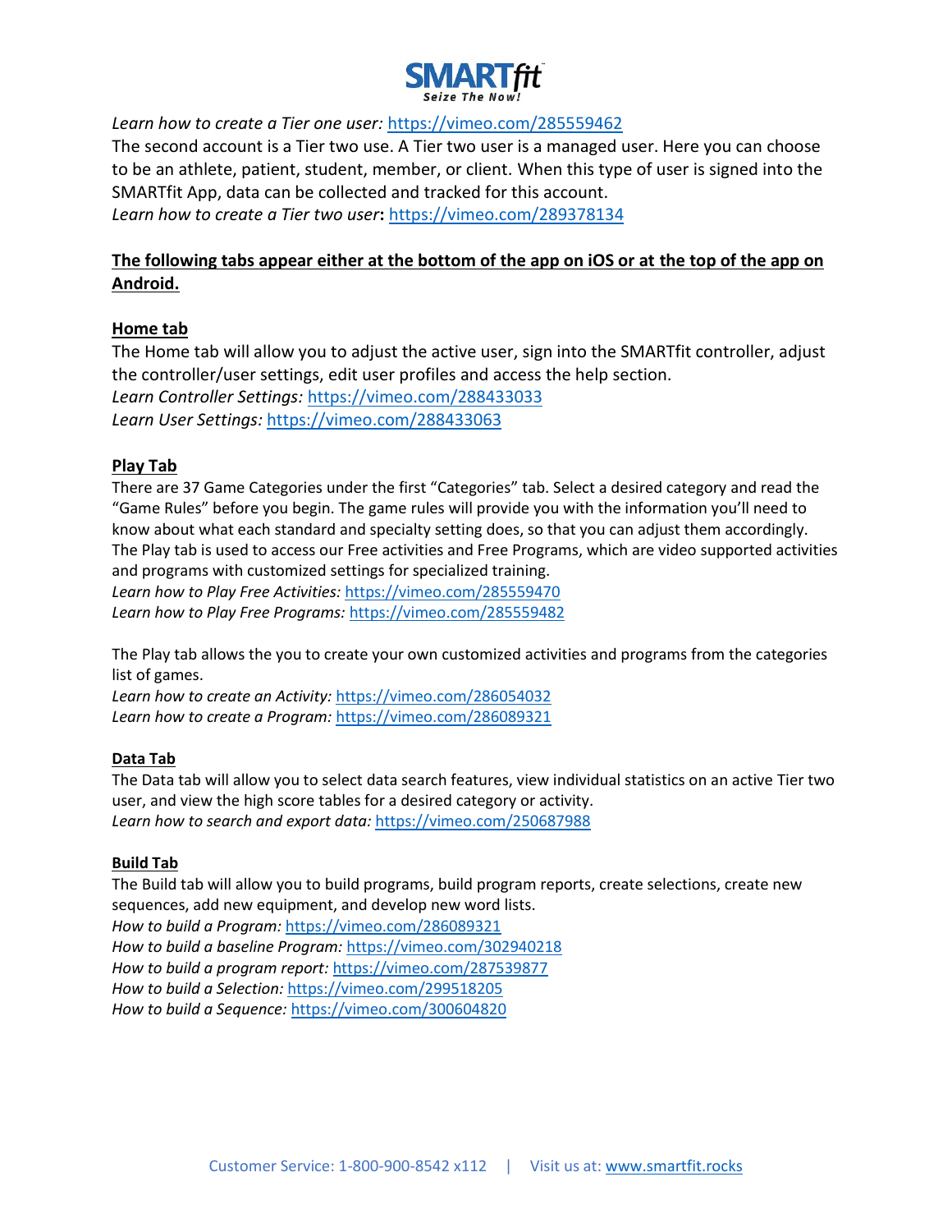*Learn how to create a Tier one user:* https://vimeo.com/285559462

The second account is a Tier two use. A Tier two user is a managed user. Here you can choose to be an athlete, patient, student, member, or client. When this type of user is signed into the SMARTfit App, data can be collected and tracked for this account.

*Learn how to create a Tier two user***:** https://vimeo.com/289378134

**The following tabs appear either at the bottom of the app on iOS or at the top of the app on Android.**

**Home tab**

The Home tab will allow you to adjust the active user, sign into the SMARTfit controller, adjust the controller/user settings, edit user profiles and access the help section.

*Learn Controller Settings:* https://vimeo.com/288433033

*Learn User Settings:* https://vimeo.com/288433063

**Play Tab**

There are 37 Game Categories under the first "Categories" tab. Select a desired category and read the "Game Rules" before you begin. The game rules will provide you with the information you'll need to know about what each standard and specialty setting does, so that you can adjust them accordingly. The Play tab is used to access our Free activities and Free Programs, which are video supported activities and programs with customized settings for specialized training.

*Learn how to Play Free Activities:* https://vimeo.com/285559470

*Learn how to Play Free Programs:* https://vimeo.com/285559482

The Play tab allows the you to create your own customized activities and programs from the categories list of games.

*Learn how to create an Activity:* https://vimeo.com/286054032

*Learn how to create a Program:* https://vimeo.com/286089321

**Data Tab**

The Data tab will allow you to select data search features, view individual statistics on an active Tier two user, and view the high score tables for a desired category or activity.

*Learn how to search and export data:* https://vimeo.com/250687988

**Build Tab**

The Build tab will allow you to build programs, build program reports, create selections, create new sequences, add new equipment, and develop new word lists.

*How to build a Program:* https://vimeo.com/286089321

*How to build a baseline Program:* https://vimeo.com/302940218

*How to build a program report:* https://vimeo.com/287539877

*How to build a Selection:* https://vimeo.com/299518205

*How to build a Sequence:* https://vimeo.com/300604820